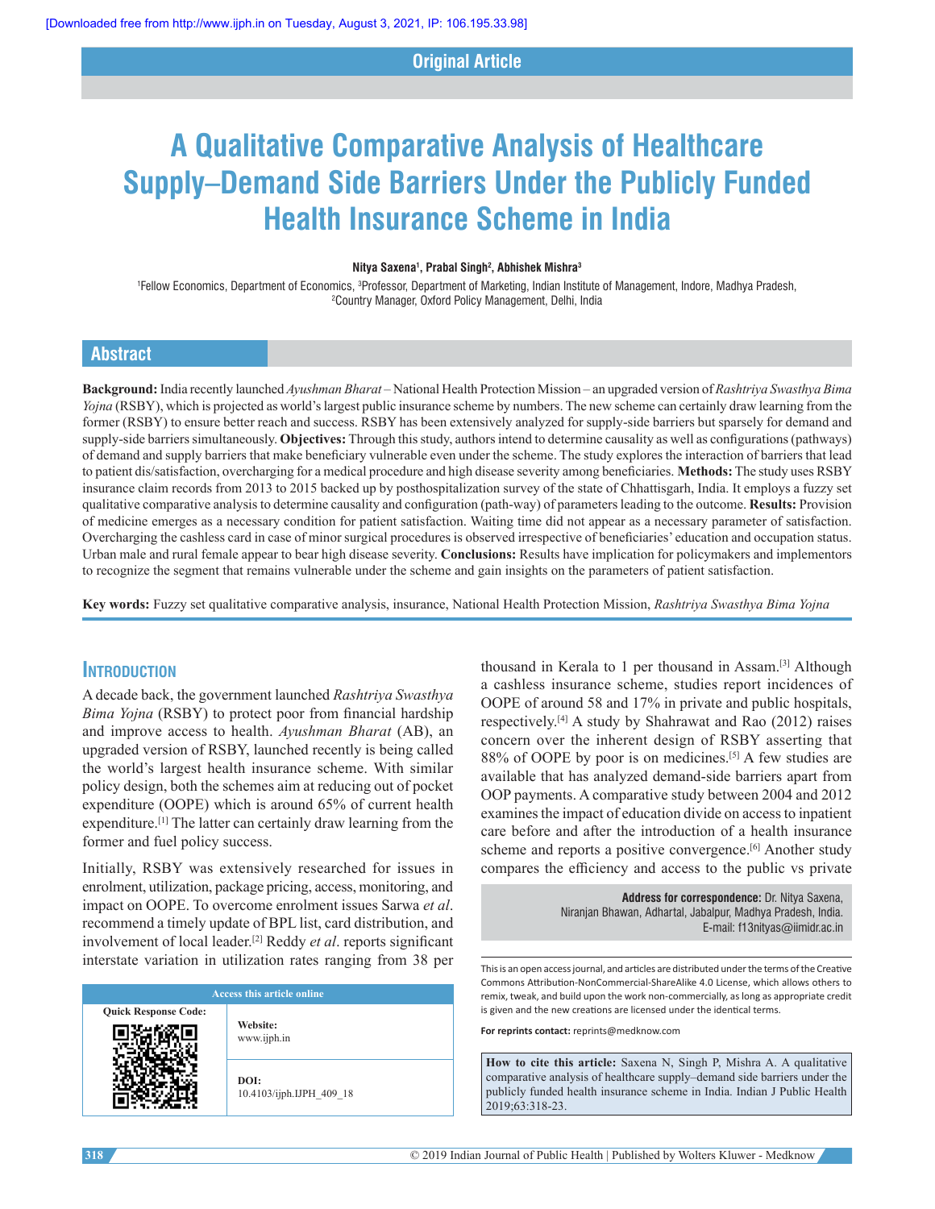Original Article

# A Qualitative Comparative Analysis of Healthcare Supply–Demand Side Barriers Under the Publicly Funded Health Insurance Scheme in India

**Nitya Saxena[1], Prabal Singh[2], Abhishek Mishra[3]**

[1]Fellow Economics, Department of Economics, [3]Professor, Department of Marketing, Indian Institute of Management, Indore, Madhya Pradesh, [2]Country Manager, Oxford Policy Management, Delhi, India

## Abstract

**Background:** India recently launched *Ayushman Bharat* – National Health Protection Mission – an upgraded version of *Rashtriya Swasthya Bima Yojna* (RSBY), which is projected as world's largest public insurance scheme by numbers. The new scheme can certainly draw learning from the former (RSBY) to ensure better reach and success. RSBY has been extensively analyzed for supply-side barriers but sparsely for demand and supply-side barriers simultaneously. **Objectives:** Through this study, authors intend to determine causality as well as configurations (pathways) of demand and supply barriers that make beneficiary vulnerable even under the scheme. The study explores the interaction of barriers that lead to patient dis/satisfaction, overcharging for a medical procedure and high disease severity among beneficiaries. **Methods:** The study uses RSBY insurance claim records from 2013 to 2015 backed up by posthospitalization survey of the state of Chhattisgarh, India. It employs a fuzzy set qualitative comparative analysis to determine causality and configuration (path-way) of parameters leading to the outcome. **Results:** Provision of medicine emerges as a necessary condition for patient satisfaction. Waiting time did not appear as a necessary parameter of satisfaction. Overcharging the cashless card in case of minor surgical procedures is observed irrespective of beneficiaries' education and occupation status. Urban male and rural female appear to bear high disease severity. **Conclusions:** Results have implication for policymakers and implementors to recognize the segment that remains vulnerable under the scheme and gain insights on the parameters of patient satisfaction.

**Key words:** Fuzzy set qualitative comparative analysis, insurance, National Health Protection Mission, *Rashtriya Swasthya Bima Yojna*

## Introduction

A decade back, the government launched *Rashtriya Swasthya Bima Yojna* (RSBY) to protect poor from financial hardship and improve access to health. *Ayushman Bharat* (AB), an upgraded version of RSBY, launched recently is being called the world's largest health insurance scheme. With similar policy design, both the schemes aim at reducing out of pocket expenditure (OOPE) which is around 65% of current health expenditure.[1] The latter can certainly draw learning from the former and fuel policy success.

Initially, RSBY was extensively researched for issues in enrolment, utilization, package pricing, access, monitoring, and impact on OOPE. To overcome enrolment issues Sarwa *et al*. recommend a timely update of BPL list, card distribution, and involvement of local leader.[2] Reddy *et al*. reports significant interstate variation in utilization rates ranging from 38 per thousand in Kerala to 1 per thousand in Assam.[3] Although a cashless insurance scheme, studies report incidences of OOPE of around 58 and 17% in private and public hospitals, respectively.[4] A study by Shahrawat and Rao (2012) raises concern over the inherent design of RSBY asserting that 88% of OOPE by poor is on medicines.[5] A few studies are available that has analyzed demand-side barriers apart from OOP payments. A comparative study between 2004 and 2012 examines the impact of education divide on access to inpatient care before and after the introduction of a health insurance scheme and reports a positive convergence.[6] Another study compares the efficiency and access to the public vs private

**Address for correspondence:** Dr. Nitya Saxena, Niranjan Bhawan, Adhartal, Jabalpur, Madhya Pradesh, India. E-mail: f13nityas@iimidr.ac.in

| Access this article online | |
|---|---|
| Quick Response Code: | Website: www.ijph.in |
| | DOI: 10.4103/ijph.IJPH_409_18 |

This is an open access journal, and articles are distributed under the terms of the Creative Commons Attribution-NonCommercial-ShareAlike 4.0 License, which allows others to remix, tweak, and build upon the work non-commercially, as long as appropriate credit is given and the new creations are licensed under the identical terms.

**For reprints contact:** reprints@medknow.com

**How to cite this article:** Saxena N, Singh P, Mishra A. A qualitative comparative analysis of healthcare supply–demand side barriers under the publicly funded health insurance scheme in India. Indian J Public Health 2019;63:318-23.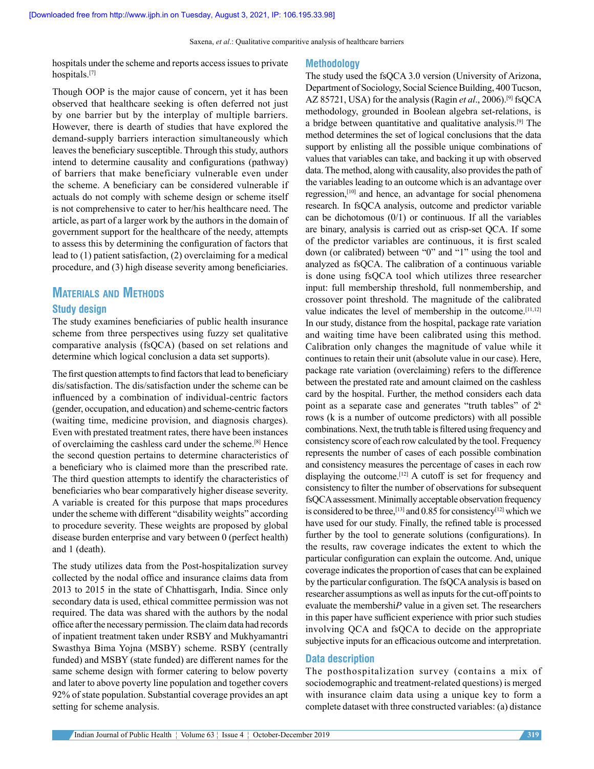hospitals under the scheme and reports access issues to private hospitals.[7]

Though OOP is the major cause of concern, yet it has been observed that healthcare seeking is often deferred not just by one barrier but by the interplay of multiple barriers. However, there is dearth of studies that have explored the demand-supply barriers interaction simultaneously which leaves the beneficiary susceptible. Through this study, authors intend to determine causality and configurations (pathway) of barriers that make beneficiary vulnerable even under the scheme. A beneficiary can be considered vulnerable if actuals do not comply with scheme design or scheme itself is not comprehensive to cater to her/his healthcare need. The article, as part of a larger work by the authors in the domain of government support for the healthcare of the needy, attempts to assess this by determining the configuration of factors that lead to (1) patient satisfaction, (2) overclaiming for a medical procedure, and (3) high disease severity among beneficiaries.

## Materials and Methods

### Study design

The study examines beneficiaries of public health insurance scheme from three perspectives using fuzzy set qualitative comparative analysis (fsQCA) (based on set relations and determine which logical conclusion a data set supports).

The first question attempts to find factors that lead to beneficiary dis/satisfaction. The dis/satisfaction under the scheme can be influenced by a combination of individual-centric factors (gender, occupation, and education) and scheme-centric factors (waiting time, medicine provision, and diagnosis charges). Even with prestated treatment rates, there have been instances of overclaiming the cashless card under the scheme.[8] Hence the second question pertains to determine characteristics of a beneficiary who is claimed more than the prescribed rate. The third question attempts to identify the characteristics of beneficiaries who bear comparatively higher disease severity. A variable is created for this purpose that maps procedures under the scheme with different "disability weights" according to procedure severity. These weights are proposed by global disease burden enterprise and vary between 0 (perfect health) and 1 (death).

The study utilizes data from the Post-hospitalization survey collected by the nodal office and insurance claims data from 2013 to 2015 in the state of Chhattisgarh, India. Since only secondary data is used, ethical committee permission was not required. The data was shared with the authors by the nodal office after the necessary permission. The claim data had records of inpatient treatment taken under RSBY and Mukhyamantri Swasthya Bima Yojna (MSBY) scheme. RSBY (centrally funded) and MSBY (state funded) are different names for the same scheme design with former catering to below poverty and later to above poverty line population and together covers 92% of state population. Substantial coverage provides an apt setting for scheme analysis.

### Methodology

The study used the fsQCA 3.0 version (University of Arizona, Department of Sociology, Social Science Building, 400 Tucson, AZ 85721, USA) for the analysis (Ragin *et al*., 2006).[9] fsQCA methodology, grounded in Boolean algebra set-relations, is a bridge between quantitative and qualitative analysis.[9] The method determines the set of logical conclusions that the data support by enlisting all the possible unique combinations of values that variables can take, and backing it up with observed data. The method, along with causality, also provides the path of the variables leading to an outcome which is an advantage over regression,[10] and hence, an advantage for social phenomena research. In fsQCA analysis, outcome and predictor variable can be dichotomous (0/1) or continuous. If all the variables are binary, analysis is carried out as crisp-set QCA. If some of the predictor variables are continuous, it is first scaled down (or calibrated) between "0" and "1" using the tool and analyzed as fsQCA. The calibration of a continuous variable is done using fsQCA tool which utilizes three researcher input: full membership threshold, full nonmembership, and crossover point threshold. The magnitude of the calibrated value indicates the level of membership in the outcome.[11,12] In our study, distance from the hospital, package rate variation and waiting time have been calibrated using this method. Calibration only changes the magnitude of value while it continues to retain their unit (absolute value in our case). Here, package rate variation (overclaiming) refers to the difference between the prestated rate and amount claimed on the cashless card by the hospital. Further, the method considers each data point as a separate case and generates "truth tables" of $2^k$ rows (k is a number of outcome predictors) with all possible combinations. Next, the truth table is filtered using frequency and consistency score of each row calculated by the tool. Frequency represents the number of cases of each possible combination and consistency measures the percentage of cases in each row displaying the outcome.[12] A cutoff is set for frequency and consistency to filter the number of observations for subsequent fsQCA assessment. Minimally acceptable observation frequency is considered to be three,[13] and 0.85 for consistency[12] which we have used for our study. Finally, the refined table is processed further by the tool to generate solutions (configurations). In the results, raw coverage indicates the extent to which the particular configuration can explain the outcome. And, unique coverage indicates the proportion of cases that can be explained by the particular configuration. The fsQCA analysis is based on researcher assumptions as well as inputs for the cut-off points to evaluate the membershi*P* value in a given set. The researchers in this paper have sufficient experience with prior such studies involving QCA and fsQCA to decide on the appropriate subjective inputs for an efficacious outcome and interpretation.

### Data description

The posthospitalization survey (contains a mix of sociodemographic and treatment-related questions) is merged with insurance claim data using a unique key to form a complete dataset with three constructed variables: (a) distance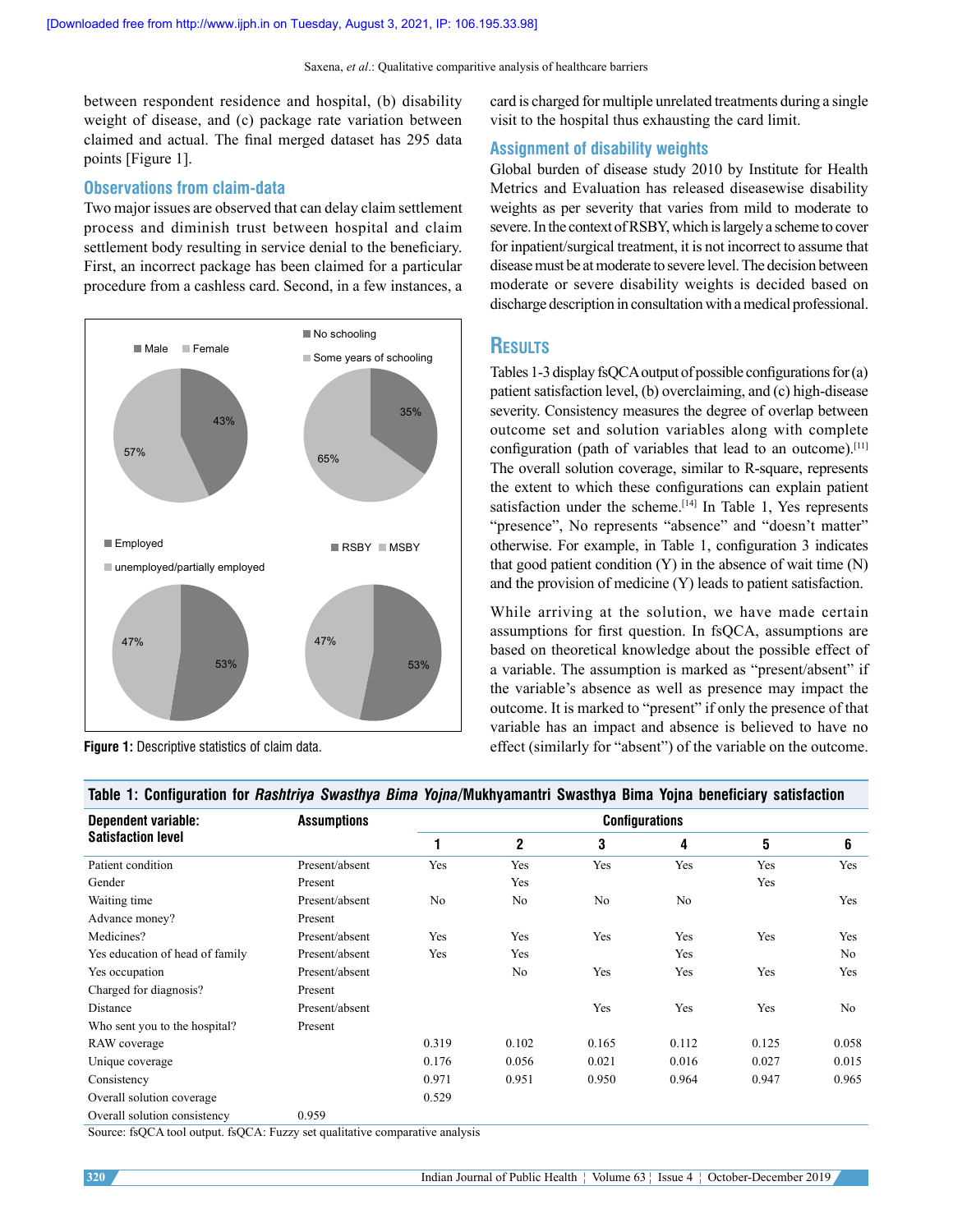between respondent residence and hospital, (b) disability weight of disease, and (c) package rate variation between claimed and actual. The final merged dataset has 295 data points [Figure 1].

### Observations from claim-data

Two major issues are observed that can delay claim settlement process and diminish trust between hospital and claim settlement body resulting in service denial to the beneficiary. First, an incorrect package has been claimed for a particular procedure from a cashless card. Second, in a few instances, a card is charged for multiple unrelated treatments during a single visit to the hospital thus exhausting the card limit.

**Figure 1:** Descriptive statistics of claim data.

### Assignment of disability weights

Global burden of disease study 2010 by Institute for Health Metrics and Evaluation has released diseasewise disability weights as per severity that varies from mild to moderate to severe. In the context of RSBY, which is largely a scheme to cover for inpatient/surgical treatment, it is not incorrect to assume that disease must be at moderate to severe level. The decision between moderate or severe disability weights is decided based on discharge description in consultation with a medical professional.

## Results

Tables 1-3 display fsQCA output of possible configurations for (a) patient satisfaction level, (b) overclaiming, and (c) high-disease severity. Consistency measures the degree of overlap between outcome set and solution variables along with complete configuration (path of variables that lead to an outcome).[11] The overall solution coverage, similar to R-square, represents the extent to which these configurations can explain patient satisfaction under the scheme.[14] In Table 1, Yes represents "presence", No represents "absence" and "doesn't matter" otherwise. For example, in Table 1, configuration 3 indicates that good patient condition (Y) in the absence of wait time (N) and the provision of medicine (Y) leads to patient satisfaction.

While arriving at the solution, we have made certain assumptions for first question. In fsQCA, assumptions are based on theoretical knowledge about the possible effect of a variable. The assumption is marked as "present/absent" if the variable's absence as well as presence may impact the outcome. It is marked to "present" if only the presence of that variable has an impact and absence is believed to have no effect (similarly for "absent") of the variable on the outcome.

**Table 1: Configuration for *Rashtriya Swasthya Bima Yojna*/Mukhyamantri Swasthya Bima Yojna beneficiary satisfaction**

| Dependent variable: Satisfaction level | Assumptions | Configurations | | | | | |
|---|---|---|---|---|---|---|---|
| | | 1 | 2 | 3 | 4 | 5 | 6 |
| Patient condition | Present/absent | Yes | Yes | Yes | Yes | Yes | Yes |
| Gender | Present | | Yes | | | Yes | |
| Waiting time | Present/absent | No | No | No | No | | Yes |
| Advance money? | Present | | | | | | |
| Medicines? | Present/absent | Yes | Yes | Yes | Yes | Yes | Yes |
| Yes education of head of family | Present/absent | Yes | Yes | | Yes | | No |
| Yes occupation | Present/absent | | No | Yes | Yes | Yes | Yes |
| Charged for diagnosis? | Present | | | | | | |
| Distance | Present/absent | | | Yes | Yes | Yes | No |
| Who sent you to the hospital? | Present | | | | | | |
| RAW coverage | | 0.319 | 0.102 | 0.165 | 0.112 | 0.125 | 0.058 |
| Unique coverage | | 0.176 | 0.056 | 0.021 | 0.016 | 0.027 | 0.015 |
| Consistency | | 0.971 | 0.951 | 0.950 | 0.964 | 0.947 | 0.965 |
| Overall solution coverage | | 0.529 | | | | | |
| Overall solution consistency | 0.959 | | | | | | |

Source: fsQCA tool output. fsQCA: Fuzzy set qualitative comparative analysis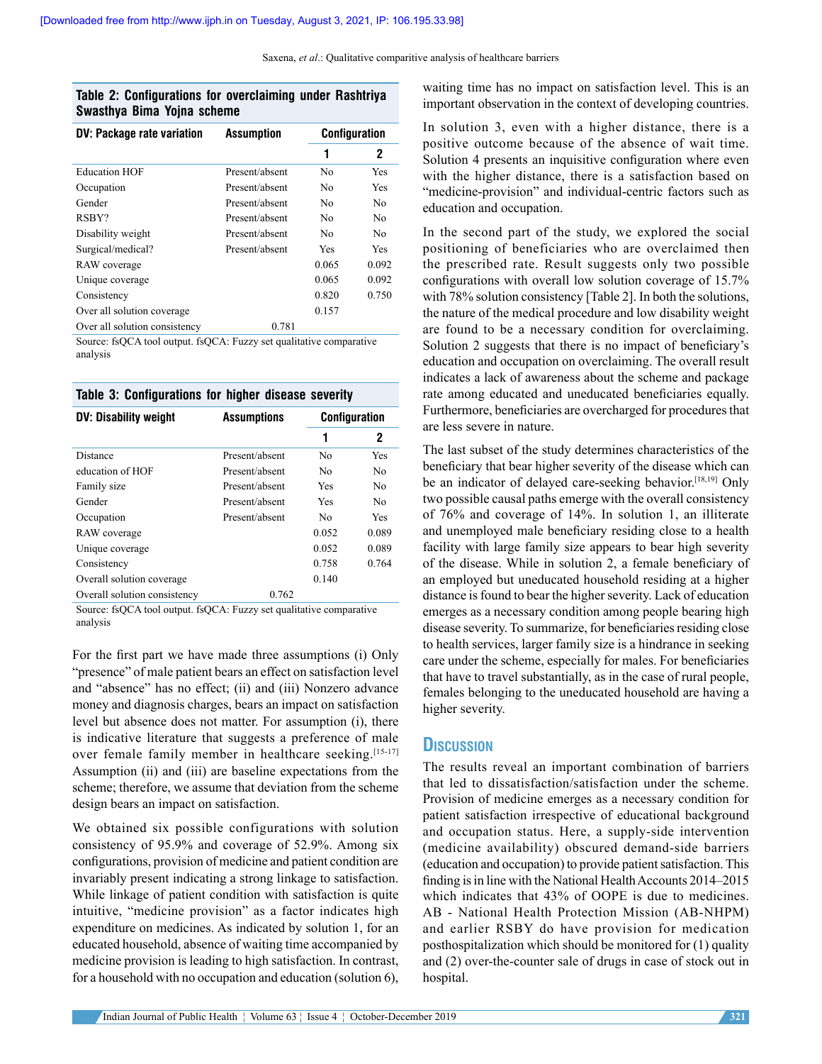**Table 2: Configurations for overclaiming under Rashtriya Swasthya Bima Yojna scheme**

| DV: Package rate variation | Assumption | Configuration | |
|---|---|---|---|
| | | 1 | 2 |
| Education HOF | Present/absent | No | Yes |
| Occupation | Present/absent | No | Yes |
| Gender | Present/absent | No | No |
| RSBY? | Present/absent | No | No |
| Disability weight | Present/absent | No | No |
| Surgical/medical? | Present/absent | Yes | Yes |
| RAW coverage | | 0.065 | 0.092 |
| Unique coverage | | 0.065 | 0.092 |
| Consistency | | 0.820 | 0.750 |
| Over all solution coverage | | 0.157 | |
| Over all solution consistency | 0.781 | | |

Source: fsQCA tool output. fsQCA: Fuzzy set qualitative comparative analysis

**Table 3: Configurations for higher disease severity**

| DV: Disability weight | Assumptions | Configuration | |
|---|---|---|---|
| | | 1 | 2 |
| Distance | Present/absent | No | Yes |
| education of HOF | Present/absent | No | No |
| Family size | Present/absent | Yes | No |
| Gender | Present/absent | Yes | No |
| Occupation | Present/absent | No | Yes |
| RAW coverage | | 0.052 | 0.089 |
| Unique coverage | | 0.052 | 0.089 |
| Consistency | | 0.758 | 0.764 |
| Overall solution coverage | | 0.140 | |
| Overall solution consistency | 0.762 | | |

Source: fsQCA tool output. fsQCA: Fuzzy set qualitative comparative analysis

For the first part we have made three assumptions (i) Only "presence" of male patient bears an effect on satisfaction level and "absence" has no effect; (ii) and (iii) Nonzero advance money and diagnosis charges, bears an impact on satisfaction level but absence does not matter. For assumption (i), there is indicative literature that suggests a preference of male over female family member in healthcare seeking.[15-17] Assumption (ii) and (iii) are baseline expectations from the scheme; therefore, we assume that deviation from the scheme design bears an impact on satisfaction.

We obtained six possible configurations with solution consistency of 95.9% and coverage of 52.9%. Among six configurations, provision of medicine and patient condition are invariably present indicating a strong linkage to satisfaction. While linkage of patient condition with satisfaction is quite intuitive, "medicine provision" as a factor indicates high expenditure on medicines. As indicated by solution 1, for an educated household, absence of waiting time accompanied by medicine provision is leading to high satisfaction. In contrast, for a household with no occupation and education (solution 6), waiting time has no impact on satisfaction level. This is an important observation in the context of developing countries.

In solution 3, even with a higher distance, there is a positive outcome because of the absence of wait time. Solution 4 presents an inquisitive configuration where even with the higher distance, there is a satisfaction based on "medicine-provision" and individual-centric factors such as education and occupation.

In the second part of the study, we explored the social positioning of beneficiaries who are overclaimed then the prescribed rate. Result suggests only two possible configurations with overall low solution coverage of 15.7% with 78% solution consistency [Table 2]. In both the solutions, the nature of the medical procedure and low disability weight are found to be a necessary condition for overclaiming. Solution 2 suggests that there is no impact of beneficiary's education and occupation on overclaiming. The overall result indicates a lack of awareness about the scheme and package rate among educated and uneducated beneficiaries equally. Furthermore, beneficiaries are overcharged for procedures that are less severe in nature.

The last subset of the study determines characteristics of the beneficiary that bear higher severity of the disease which can be an indicator of delayed care-seeking behavior.[18,19] Only two possible causal paths emerge with the overall consistency of 76% and coverage of 14%. In solution 1, an illiterate and unemployed male beneficiary residing close to a health facility with large family size appears to bear high severity of the disease. While in solution 2, a female beneficiary of an employed but uneducated household residing at a higher distance is found to bear the higher severity. Lack of education emerges as a necessary condition among people bearing high disease severity. To summarize, for beneficiaries residing close to health services, larger family size is a hindrance in seeking care under the scheme, especially for males. For beneficiaries that have to travel substantially, as in the case of rural people, females belonging to the uneducated household are having a higher severity.

## Discussion

The results reveal an important combination of barriers that led to dissatisfaction/satisfaction under the scheme. Provision of medicine emerges as a necessary condition for patient satisfaction irrespective of educational background and occupation status. Here, a supply-side intervention (medicine availability) obscured demand-side barriers (education and occupation) to provide patient satisfaction. This finding is in line with the National Health Accounts 2014–2015 which indicates that 43% of OOPE is due to medicines. AB - National Health Protection Mission (AB-NHPM) and earlier RSBY do have provision for medication posthospitalization which should be monitored for (1) quality and (2) over-the-counter sale of drugs in case of stock out in hospital.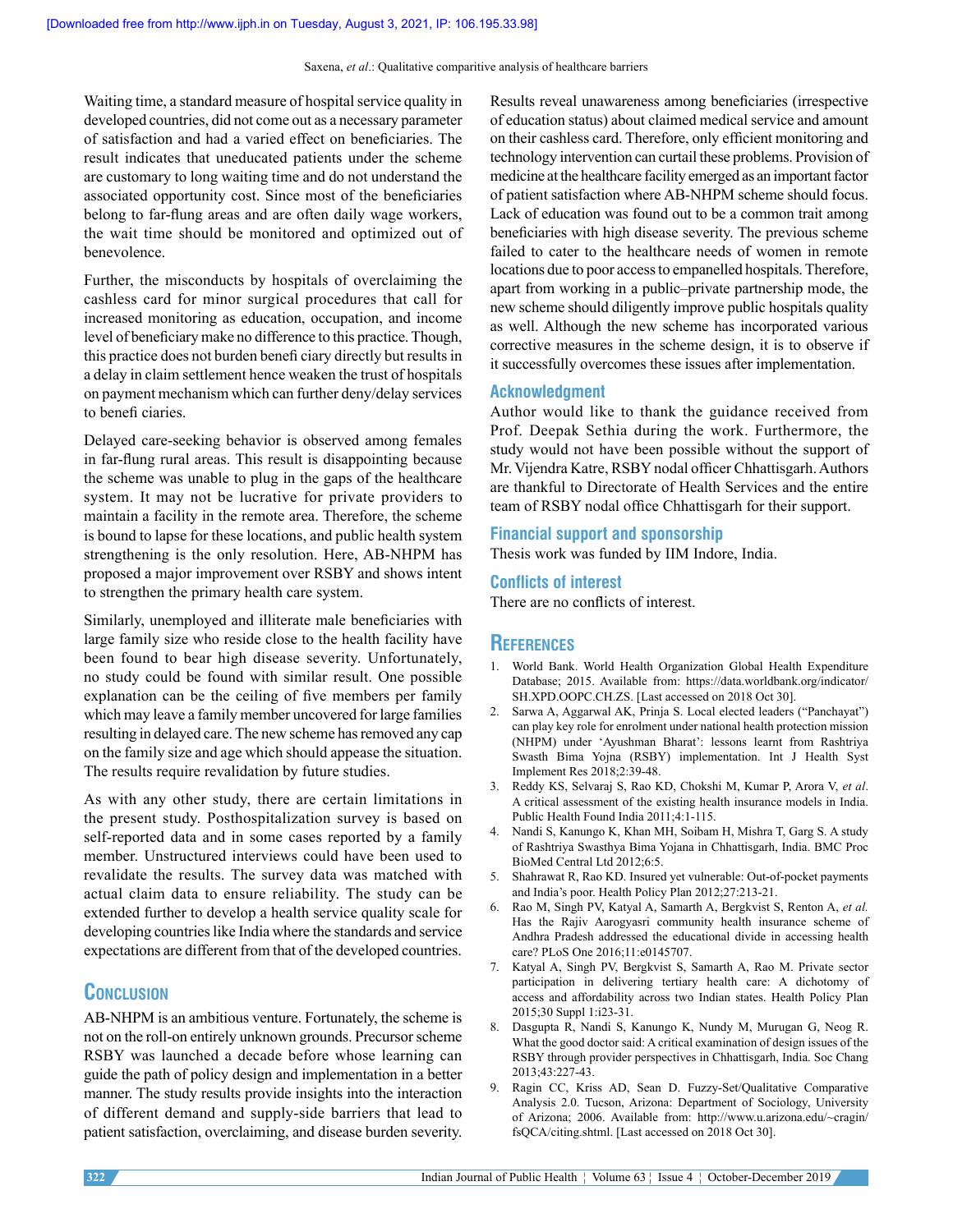Waiting time, a standard measure of hospital service quality in developed countries, did not come out as a necessary parameter of satisfaction and had a varied effect on beneficiaries. The result indicates that uneducated patients under the scheme are customary to long waiting time and do not understand the associated opportunity cost. Since most of the beneficiaries belong to far-flung areas and are often daily wage workers, the wait time should be monitored and optimized out of benevolence.

Further, the misconducts by hospitals of overclaiming the cashless card for minor surgical procedures that call for increased monitoring as education, occupation, and income level of beneficiary make no difference to this practice. Though, this practice does not burden beneficiary directly but results in a delay in claim settlement hence weaken the trust of hospitals on payment mechanism which can further deny/delay services to beneficiaries.

Delayed care-seeking behavior is observed among females in far-flung rural areas. This result is disappointing because the scheme was unable to plug in the gaps of the healthcare system. It may not be lucrative for private providers to maintain a facility in the remote area. Therefore, the scheme is bound to lapse for these locations, and public health system strengthening is the only resolution. Here, AB-NHPM has proposed a major improvement over RSBY and shows intent to strengthen the primary health care system.

Similarly, unemployed and illiterate male beneficiaries with large family size who reside close to the health facility have been found to bear high disease severity. Unfortunately, no study could be found with similar result. One possible explanation can be the ceiling of five members per family which may leave a family member uncovered for large families resulting in delayed care. The new scheme has removed any cap on the family size and age which should appease the situation. The results require revalidation by future studies.

As with any other study, there are certain limitations in the present study. Posthospitalization survey is based on self-reported data and in some cases reported by a family member. Unstructured interviews could have been used to revalidate the results. The survey data was matched with actual claim data to ensure reliability. The study can be extended further to develop a health service quality scale for developing countries like India where the standards and service expectations are different from that of the developed countries.

## Conclusion

AB-NHPM is an ambitious venture. Fortunately, the scheme is not on the roll-on entirely unknown grounds. Precursor scheme RSBY was launched a decade before whose learning can guide the path of policy design and implementation in a better manner. The study results provide insights into the interaction of different demand and supply-side barriers that lead to patient satisfaction, overclaiming, and disease burden severity. Results reveal unawareness among beneficiaries (irrespective of education status) about claimed medical service and amount on their cashless card. Therefore, only efficient monitoring and technology intervention can curtail these problems. Provision of medicine at the healthcare facility emerged as an important factor of patient satisfaction where AB-NHPM scheme should focus. Lack of education was found out to be a common trait among beneficiaries with high disease severity. The previous scheme failed to cater to the healthcare needs of women in remote locations due to poor access to empanelled hospitals. Therefore, apart from working in a public–private partnership mode, the new scheme should diligently improve public hospitals quality as well. Although the new scheme has incorporated various corrective measures in the scheme design, it is to observe if it successfully overcomes these issues after implementation.

### Acknowledgment

Author would like to thank the guidance received from Prof. Deepak Sethia during the work. Furthermore, the study would not have been possible without the support of Mr. Vijendra Katre, RSBY nodal officer Chhattisgarh. Authors are thankful to Directorate of Health Services and the entire team of RSBY nodal office Chhattisgarh for their support.

### Financial support and sponsorship

Thesis work was funded by IIM Indore, India.

### Conflicts of interest

There are no conflicts of interest.

## References

1. World Bank. World Health Organization Global Health Expenditure Database; 2015. Available from: https://data.worldbank.org/indicator/SH.XPD.OOPC.CH.ZS. [Last accessed on 2018 Oct 30].
2. Sarwa A, Aggarwal AK, Prinja S. Local elected leaders ("Panchayat") can play key role for enrolment under national health protection mission (NHPM) under 'Ayushman Bharat': lessons learnt from Rashtriya Swasth Bima Yojna (RSBY) implementation. Int J Health Syst Implement Res 2018;2:39-48.
3. Reddy KS, Selvaraj S, Rao KD, Chokshi M, Kumar P, Arora V, *et al*. A critical assessment of the existing health insurance models in India. Public Health Found India 2011;4:1-115.
4. Nandi S, Kanungo K, Khan MH, Soibam H, Mishra T, Garg S. A study of Rashtriya Swasthya Bima Yojana in Chhattisgarh, India. BMC Proc BioMed Central Ltd 2012;6:5.
5. Shahrawat R, Rao KD. Insured yet vulnerable: Out-of-pocket payments and India's poor. Health Policy Plan 2012;27:213-21.
6. Rao M, Singh PV, Katyal A, Samarth A, Bergkvist S, Renton A, *et al.* Has the Rajiv Aarogyasri community health insurance scheme of Andhra Pradesh addressed the educational divide in accessing health care? PLoS One 2016;11:e0145707.
7. Katyal A, Singh PV, Bergkvist S, Samarth A, Rao M. Private sector participation in delivering tertiary health care: A dichotomy of access and affordability across two Indian states. Health Policy Plan 2015;30 Suppl 1:i23-31.
8. Dasgupta R, Nandi S, Kanungo K, Nundy M, Murugan G, Neog R. What the good doctor said: A critical examination of design issues of the RSBY through provider perspectives in Chhattisgarh, India. Soc Chang 2013;43:227-43.
9. Ragin CC, Kriss AD, Sean D. Fuzzy-Set/Qualitative Comparative Analysis 2.0. Tucson, Arizona: Department of Sociology, University of Arizona; 2006. Available from: http://www.u.arizona.edu/~cragin/fsQCA/citing.shtml. [Last accessed on 2018 Oct 30].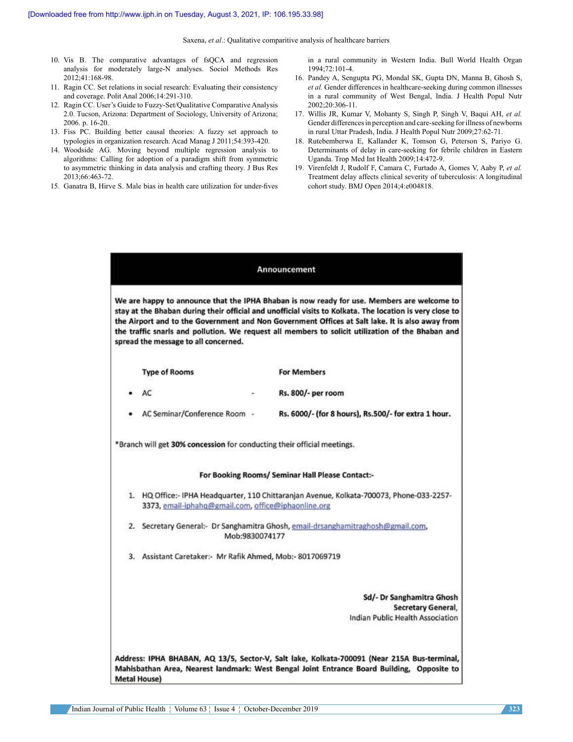10. Vis B. The comparative advantages of fsQCA and regression analysis for moderately large-N analyses. Sociol Methods Res 2012;41:168-98.
11. Ragin CC. Set relations in social research: Evaluating their consistency and coverage. Polit Anal 2006;14:291-310.
12. Ragin CC. User's Guide to Fuzzy-Set/Qualitative Comparative Analysis 2.0. Tucson, Arizona: Department of Sociology, University of Arizona; 2006. p. 16-20.
13. Fiss PC. Building better causal theories: A fuzzy set approach to typologies in organization research. Acad Manag J 2011;54:393-420.
14. Woodside AG. Moving beyond multiple regression analysis to algorithms: Calling for adoption of a paradigm shift from symmetric to asymmetric thinking in data analysis and crafting theory. J Bus Res 2013;66:463-72.
15. Ganatra B, Hirve S. Male bias in health care utilization for under-fives in a rural community in Western India. Bull World Health Organ 1994;72:101-4.
16. Pandey A, Sengupta PG, Mondal SK, Gupta DN, Manna B, Ghosh S, *et al.* Gender differences in healthcare-seeking during common illnesses in a rural community of West Bengal, India. J Health Popul Nutr 2002;20:306-11.
17. Willis JR, Kumar V, Mohanty S, Singh P, Singh V, Baqui AH, *et al.* Gender differences in perception and care-seeking for illness of newborns in rural Uttar Pradesh, India. J Health Popul Nutr 2009;27:62-71.
18. Rutebemberwa E, Kallander K, Tomson G, Peterson S, Pariyo G. Determinants of delay in care-seeking for febrile children in Eastern Uganda. Trop Med Int Health 2009;14:472-9.
19. Virenfeldt J, Rudolf F, Camara C, Furtado A, Gomes V, Aaby P, *et al.* Treatment delay affects clinical severity of tuberculosis: A longitudinal cohort study. BMJ Open 2014;4:e004818.

## Announcement

**We are happy to announce that the IPHA Bhaban is now ready for use. Members are welcome to stay at the Bhaban during their official and unofficial visits to Kolkata. The location is very close to the Airport and to the Government and Non Government Offices at Salt lake. It is also away from the traffic snarls and pollution. We request all members to solicit utilization of the Bhaban and spread the message to all concerned.**

| Type of Rooms | For Members |
|---|---|
| • AC - | Rs. 800/- per room |
| • AC Seminar/Conference Room - | Rs. 6000/- (for 8 hours), Rs.500/- for extra 1 hour. |

*Branch will get **30% concession** for conducting their official meetings.

**For Booking Rooms/ Seminar Hall Please Contact:-**

1. HQ Office:- IPHA Headquarter, 110 Chittaranjan Avenue, Kolkata-700073, Phone-033-2257-3373, email-iphahq@gmail.com, office@iphaonline.org
2. Secretary General:- Dr Sanghamitra Ghosh, email-drsanghamitraghosh@gmail.com, Mob:9830074177
3. Assistant Caretaker:- Mr Rafik Ahmed, Mob:- 8017069719

**Sd/- Dr Sanghamitra Ghosh**
**Secretary General,**
Indian Public Health Association

**Address: IPHA BHABAN, AQ 13/5, Sector-V, Salt lake, Kolkata-700091 (Near 215A Bus-terminal, Mahisbathan Area, Nearest landmark: West Bengal Joint Entrance Board Building, Opposite to Metal House)**